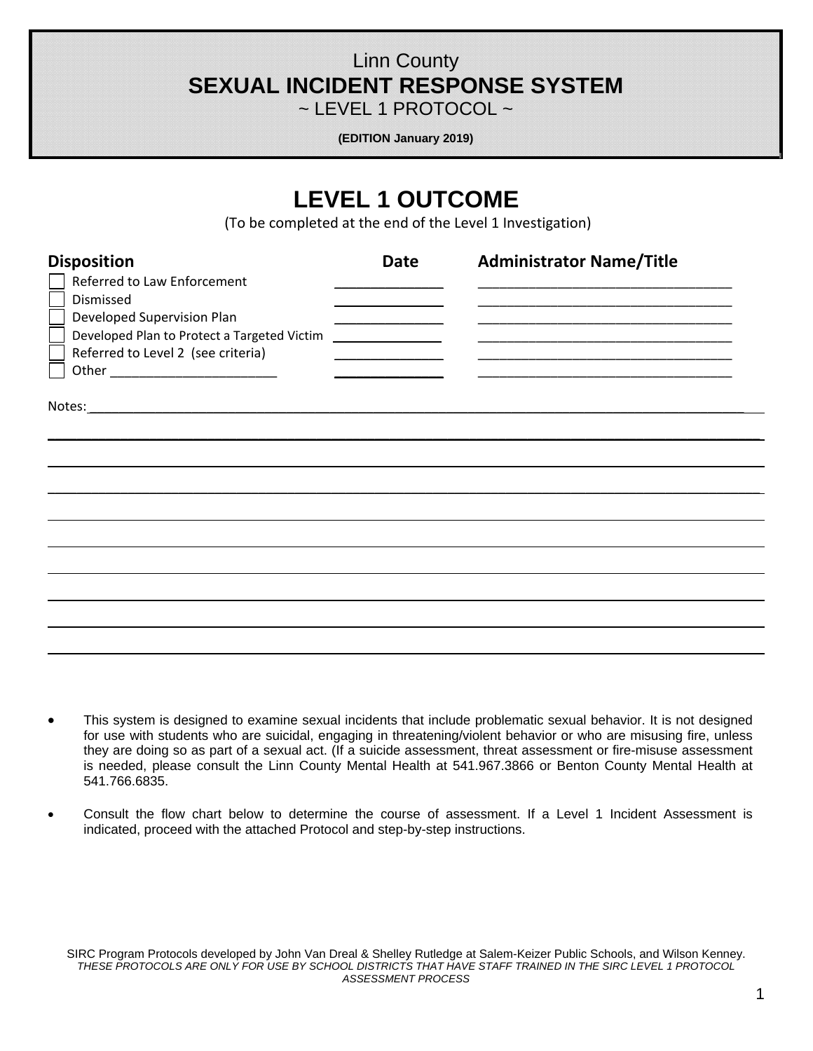Linn County

# SEXUAL INCIDENT RESPONSE SYSTEM

~ LEVEL 1 PROTOCOL ~

**(EDITION January 2019)**

## LEVEL 1 OUTCOME

(To be completed at the end of the Level 1 Investigation)

| Disposition | Date | Administrator Name/Title |
|---|---|---|
| ☐ Referred to Law Enforcement | ______________ | ________________________________ |
| ☐ Dismissed | ______________ | ________________________________ |
| ☐ Developed Supervision Plan | ______________ | ________________________________ |
| ☐ Developed Plan to Protect a Targeted Victim | ______________ | ________________________________ |
| ☐ Referred to Level 2 (see criteria) | ______________ | ________________________________ |
| ☐ Other ________________________ | ______________ | ________________________________ |

Notes: ____________________________________________________________________________________

____________________________________________________________________________________________

____________________________________________________________________________________________

____________________________________________________________________________________________

____________________________________________________________________________________________

____________________________________________________________________________________________

____________________________________________________________________________________________

____________________________________________________________________________________________

____________________________________________________________________________________________

- This system is designed to examine sexual incidents that include problematic sexual behavior. It is not designed for use with students who are suicidal, engaging in threatening/violent behavior or who are misusing fire, unless they are doing so as part of a sexual act. (If a suicide assessment, threat assessment or fire-misuse assessment is needed, please consult the Linn County Mental Health at 541.967.3866 or Benton County Mental Health at 541.766.6835.

- Consult the flow chart below to determine the course of assessment. If a Level 1 Incident Assessment is indicated, proceed with the attached Protocol and step-by-step instructions.

SIRC Program Protocols developed by John Van Dreal & Shelley Rutledge at Salem-Keizer Public Schools, and Wilson Kenney.
*THESE PROTOCOLS ARE ONLY FOR USE BY SCHOOL DISTRICTS THAT HAVE STAFF TRAINED IN THE SIRC LEVEL 1 PROTOCOL ASSESSMENT PROCESS*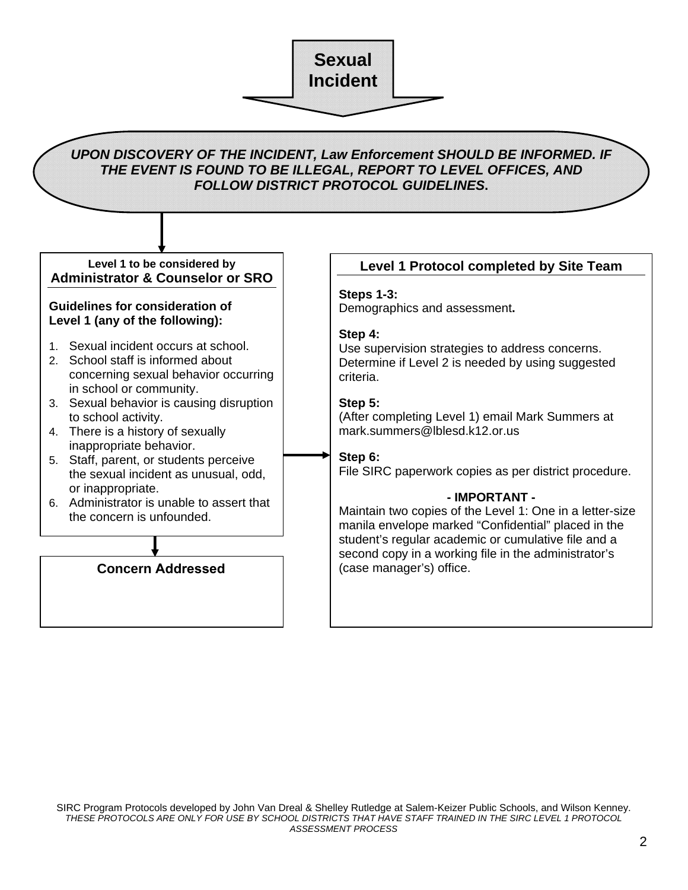# Sexual Incident

***UPON DISCOVERY OF THE INCIDENT, Law Enforcement SHOULD BE INFORMED. IF THE EVENT IS FOUND TO BE ILLEGAL, REPORT TO LEVEL OFFICES, AND FOLLOW DISTRICT PROTOCOL GUIDELINES.***

**Level 1 to be considered by**
**Administrator & Counselor or SRO**

**Guidelines for consideration of Level 1 (any of the following):**

1. Sexual incident occurs at school.
2. School staff is informed about concerning sexual behavior occurring in school or community.
3. Sexual behavior is causing disruption to school activity.
4. There is a history of sexually inappropriate behavior.
5. Staff, parent, or students perceive the sexual incident as unusual, odd, or inappropriate.
6. Administrator is unable to assert that the concern is unfounded.

**Concern Addressed**

**Level 1 Protocol completed by Site Team**

**Steps 1-3:**
Demographics and assessment**.**

**Step 4:**
Use supervision strategies to address concerns. Determine if Level 2 is needed by using suggested criteria.

**Step 5:**
(After completing Level 1) email Mark Summers at mark.summers@lblesd.k12.or.us

**Step 6:**
File SIRC paperwork copies as per district procedure.

**- IMPORTANT -**
Maintain two copies of the Level 1: One in a letter-size manila envelope marked "Confidential" placed in the student's regular academic or cumulative file and a second copy in a working file in the administrator's (case manager's) office.

SIRC Program Protocols developed by John Van Dreal & Shelley Rutledge at Salem-Keizer Public Schools, and Wilson Kenney.
*THESE PROTOCOLS ARE ONLY FOR USE BY SCHOOL DISTRICTS THAT HAVE STAFF TRAINED IN THE SIRC LEVEL 1 PROTOCOL ASSESSMENT PROCESS*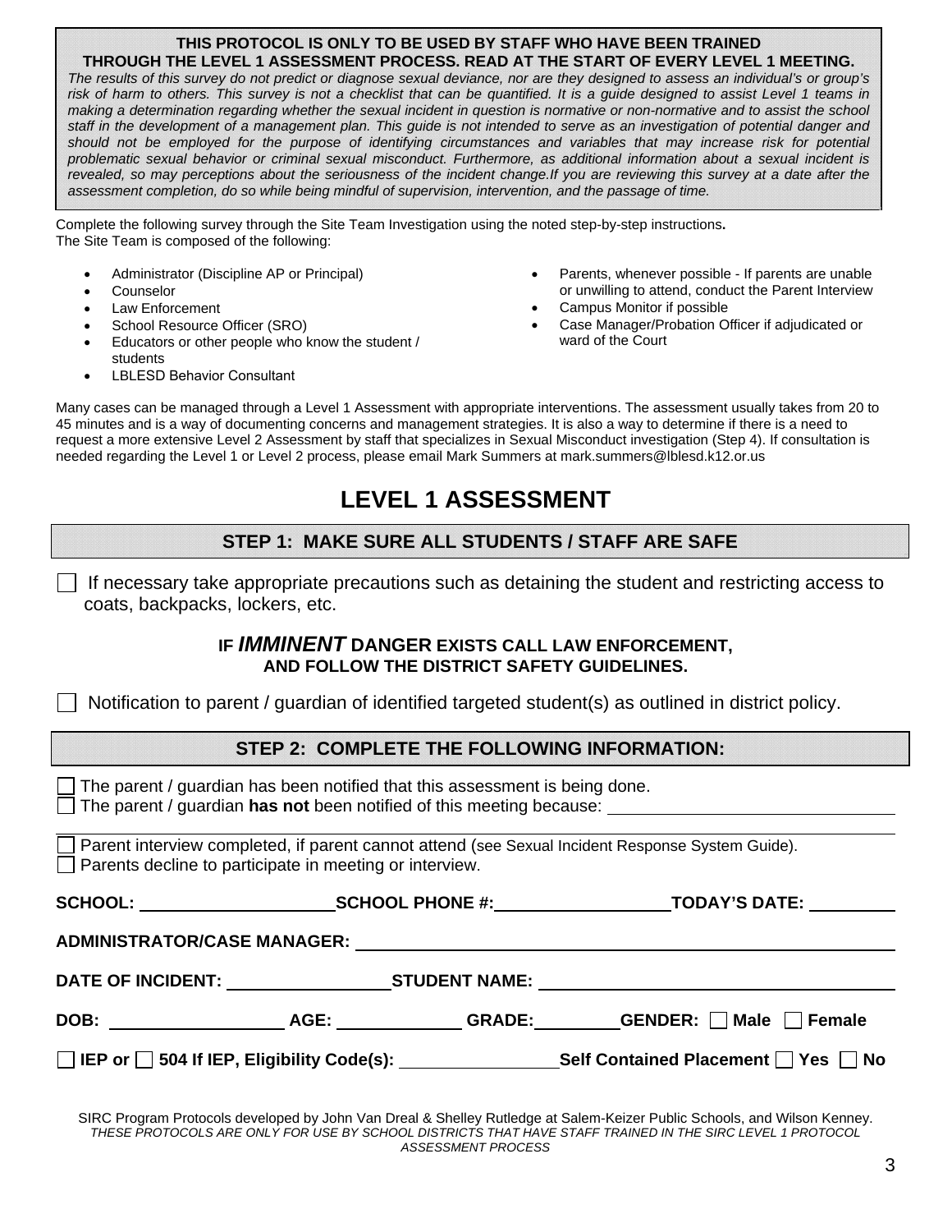**THIS PROTOCOL IS ONLY TO BE USED BY STAFF WHO HAVE BEEN TRAINED THROUGH THE LEVEL 1 ASSESSMENT PROCESS. READ AT THE START OF EVERY LEVEL 1 MEETING.**

*The results of this survey do not predict or diagnose sexual deviance, nor are they designed to assess an individual's or group's risk of harm to others. This survey is not a checklist that can be quantified. It is a guide designed to assist Level 1 teams in making a determination regarding whether the sexual incident in question is normative or non-normative and to assist the school staff in the development of a management plan. This guide is not intended to serve as an investigation of potential danger and should not be employed for the purpose of identifying circumstances and variables that may increase risk for potential problematic sexual behavior or criminal sexual misconduct. Furthermore, as additional information about a sexual incident is revealed, so may perceptions about the seriousness of the incident change.If you are reviewing this survey at a date after the assessment completion, do so while being mindful of supervision, intervention, and the passage of time.*

Complete the following survey through the Site Team Investigation using the noted step-by-step instructions**.**
The Site Team is composed of the following:

- Administrator (Discipline AP or Principal)
- Counselor
- Law Enforcement
- School Resource Officer (SRO)
- Educators or other people who know the student / students
- LBLESD Behavior Consultant
- Parents, whenever possible - If parents are unable or unwilling to attend, conduct the Parent Interview
- Campus Monitor if possible
- Case Manager/Probation Officer if adjudicated or ward of the Court

Many cases can be managed through a Level 1 Assessment with appropriate interventions. The assessment usually takes from 20 to 45 minutes and is a way of documenting concerns and management strategies. It is also a way to determine if there is a need to request a more extensive Level 2 Assessment by staff that specializes in Sexual Misconduct investigation (Step 4). If consultation is needed regarding the Level 1 or Level 2 process, please email Mark Summers at mark.summers@lblesd.k12.or.us

# LEVEL 1 ASSESSMENT

## STEP 1: MAKE SURE ALL STUDENTS / STAFF ARE SAFE

☐ If necessary take appropriate precautions such as detaining the student and restricting access to coats, backpacks, lockers, etc.

**IF *IMMINENT* DANGER EXISTS CALL LAW ENFORCEMENT, AND FOLLOW THE DISTRICT SAFETY GUIDELINES.**

☐ Notification to parent / guardian of identified targeted student(s) as outlined in district policy.

## STEP 2: COMPLETE THE FOLLOWING INFORMATION:

☐ The parent / guardian has been notified that this assessment is being done.
☐ The parent / guardian **has not** been notified of this meeting because: ______________________________

☐ Parent interview completed, if parent cannot attend (see Sexual Incident Response System Guide).
☐ Parents decline to participate in meeting or interview.

**SCHOOL:** ____________________ **SCHOOL PHONE #:** __________________ **TODAY'S DATE:** _________

**ADMINISTRATOR/CASE MANAGER:** ____________________________________________

**DATE OF INCIDENT:** _________________ **STUDENT NAME:** ____________________________________

**DOB:** __________________ **AGE:** _____________ **GRADE:** _________ **GENDER:** ☐ **Male** ☐ **Female**

☐ **IEP or** ☐ **504 If IEP, Eligibility Code(s):** ________________ **Self Contained Placement** ☐ **Yes** ☐ **No**

SIRC Program Protocols developed by John Van Dreal & Shelley Rutledge at Salem-Keizer Public Schools, and Wilson Kenney.
*THESE PROTOCOLS ARE ONLY FOR USE BY SCHOOL DISTRICTS THAT HAVE STAFF TRAINED IN THE SIRC LEVEL 1 PROTOCOL ASSESSMENT PROCESS*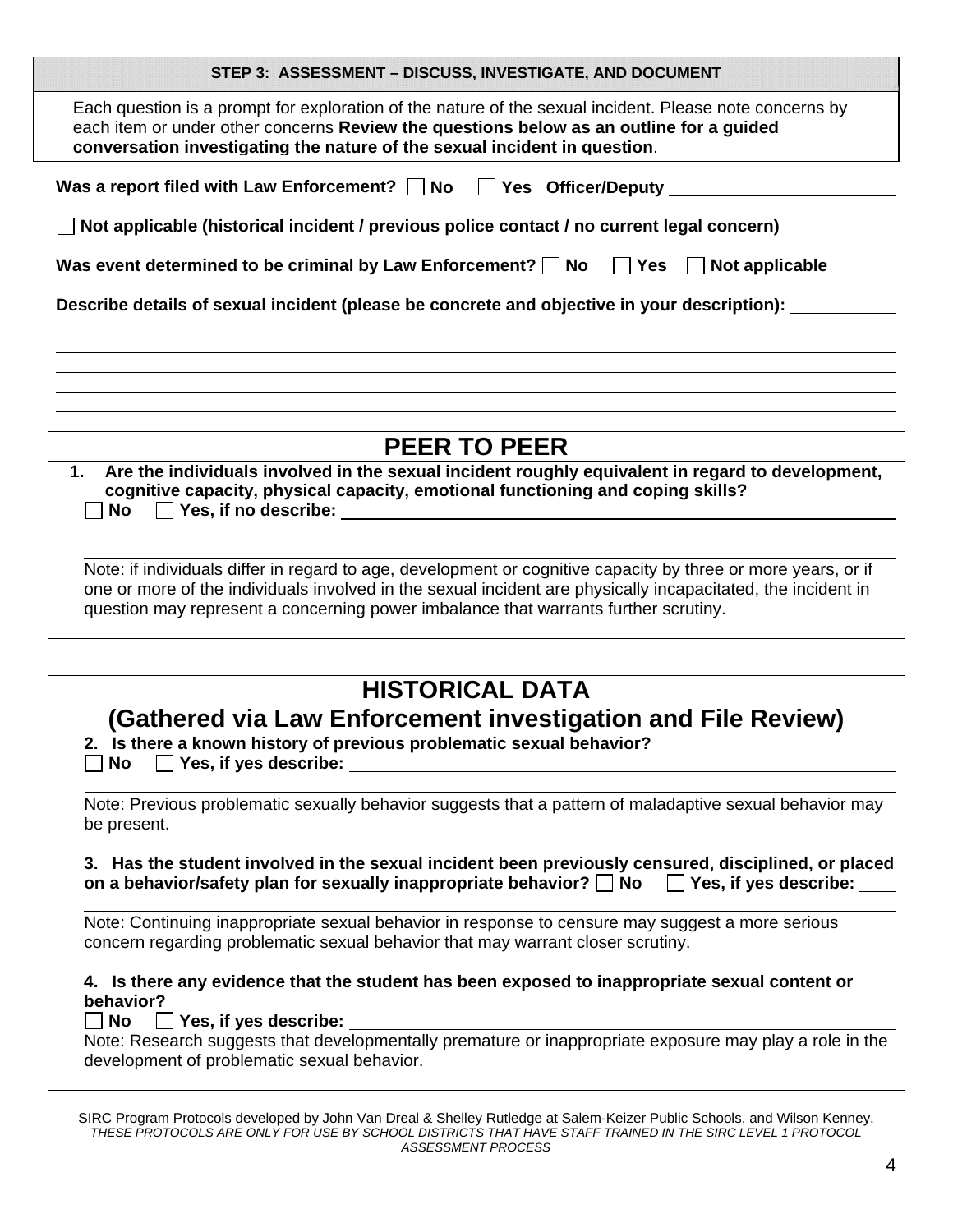### STEP 3: ASSESSMENT – DISCUSS, INVESTIGATE, AND DOCUMENT

Each question is a prompt for exploration of the nature of the sexual incident. Please note concerns by each item or under other concerns **Review the questions below as an outline for a guided conversation investigating the nature of the sexual incident in question**.

**Was a report filed with Law Enforcement?** ☐ **No** ☐ **Yes Officer/Deputy** ______________________

☐ **Not applicable (historical incident / previous police contact / no current legal concern)**

**Was event determined to be criminal by Law Enforcement?** ☐ **No** ☐ **Yes** ☐ **Not applicable**

**Describe details of sexual incident (please be concrete and objective in your description):** ___________

______________________________________________________________________________

______________________________________________________________________________

______________________________________________________________________________

______________________________________________________________________________

______________________________________________________________________________

## PEER TO PEER

1. **Are the individuals involved in the sexual incident roughly equivalent in regard to development, cognitive capacity, physical capacity, emotional functioning and coping skills?**
   ☐ **No** ☐ **Yes, if no describe:** ______________________________________________

   ______________________________________________________________________________

   Note: if individuals differ in regard to age, development or cognitive capacity by three or more years, or if one or more of the individuals involved in the sexual incident are physically incapacitated, the incident in question may represent a concerning power imbalance that warrants further scrutiny.

## HISTORICAL DATA (Gathered via Law Enforcement investigation and File Review)

2. **Is there a known history of previous problematic sexual behavior?**
   ☐ **No** ☐ **Yes, if yes describe:** ______________________________________________

   ______________________________________________________________________________

   Note: Previous problematic sexually behavior suggests that a pattern of maladaptive sexual behavior may be present.

3. **Has the student involved in the sexual incident been previously censured, disciplined, or placed on a behavior/safety plan for sexually inappropriate behavior?** ☐ **No** ☐ **Yes, if yes describe:** ____

   ______________________________________________________________________________

   Note: Continuing inappropriate sexual behavior in response to censure may suggest a more serious concern regarding problematic sexual behavior that may warrant closer scrutiny.

4. **Is there any evidence that the student has been exposed to inappropriate sexual content or behavior?**
   ☐ **No** ☐ **Yes, if yes describe:** ______________________________________________

   Note: Research suggests that developmentally premature or inappropriate exposure may play a role in the development of problematic sexual behavior.

SIRC Program Protocols developed by John Van Dreal & Shelley Rutledge at Salem-Keizer Public Schools, and Wilson Kenney.
*THESE PROTOCOLS ARE ONLY FOR USE BY SCHOOL DISTRICTS THAT HAVE STAFF TRAINED IN THE SIRC LEVEL 1 PROTOCOL ASSESSMENT PROCESS*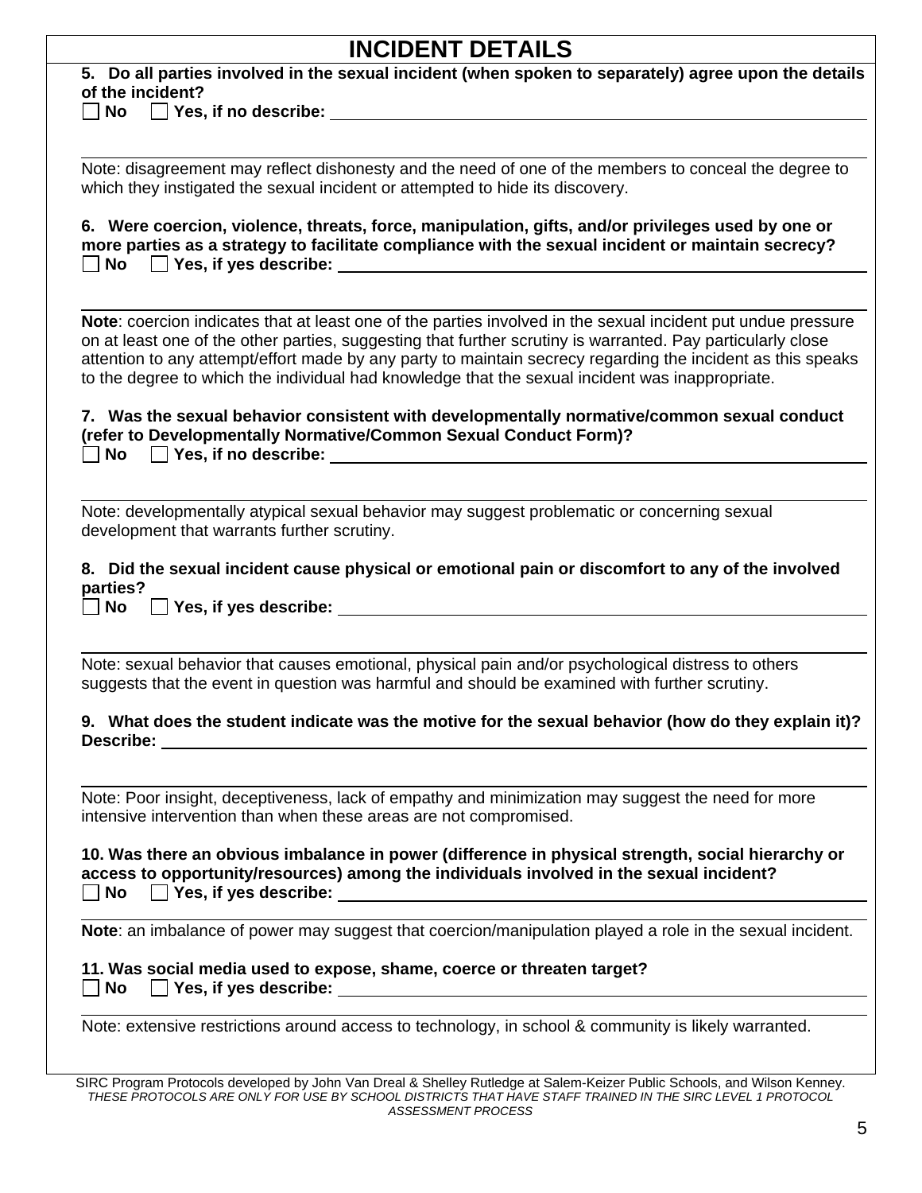# INCIDENT DETAILS

**5. Do all parties involved in the sexual incident (when spoken to separately) agree upon the details of the incident?**

☐ **No** ☐ **Yes, if no describe:** ______________________________

Note: disagreement may reflect dishonesty and the need of one of the members to conceal the degree to which they instigated the sexual incident or attempted to hide its discovery.

**6. Were coercion, violence, threats, force, manipulation, gifts, and/or privileges used by one or more parties as a strategy to facilitate compliance with the sexual incident or maintain secrecy?**

☐ **No** ☐ **Yes, if yes describe:** ______________________________

**Note**: coercion indicates that at least one of the parties involved in the sexual incident put undue pressure on at least one of the other parties, suggesting that further scrutiny is warranted. Pay particularly close attention to any attempt/effort made by any party to maintain secrecy regarding the incident as this speaks to the degree to which the individual had knowledge that the sexual incident was inappropriate.

**7. Was the sexual behavior consistent with developmentally normative/common sexual conduct (refer to Developmentally Normative/Common Sexual Conduct Form)?**

☐ **No** ☐ **Yes, if no describe:** ______________________________

Note: developmentally atypical sexual behavior may suggest problematic or concerning sexual development that warrants further scrutiny.

**8. Did the sexual incident cause physical or emotional pain or discomfort to any of the involved parties?**

☐ **No** ☐ **Yes, if yes describe:** ______________________________

Note: sexual behavior that causes emotional, physical pain and/or psychological distress to others suggests that the event in question was harmful and should be examined with further scrutiny.

**9. What does the student indicate was the motive for the sexual behavior (how do they explain it)?**
**Describe:** ______________________________

Note: Poor insight, deceptiveness, lack of empathy and minimization may suggest the need for more intensive intervention than when these areas are not compromised.

**10. Was there an obvious imbalance in power (difference in physical strength, social hierarchy or access to opportunity/resources) among the individuals involved in the sexual incident?**

☐ **No** ☐ **Yes, if yes describe:** ______________________________

**Note**: an imbalance of power may suggest that coercion/manipulation played a role in the sexual incident.

**11. Was social media used to expose, shame, coerce or threaten target?**

☐ **No** ☐ **Yes, if yes describe:** ______________________________

Note: extensive restrictions around access to technology, in school & community is likely warranted.

SIRC Program Protocols developed by John Van Dreal & Shelley Rutledge at Salem-Keizer Public Schools, and Wilson Kenney.
*THESE PROTOCOLS ARE ONLY FOR USE BY SCHOOL DISTRICTS THAT HAVE STAFF TRAINED IN THE SIRC LEVEL 1 PROTOCOL ASSESSMENT PROCESS*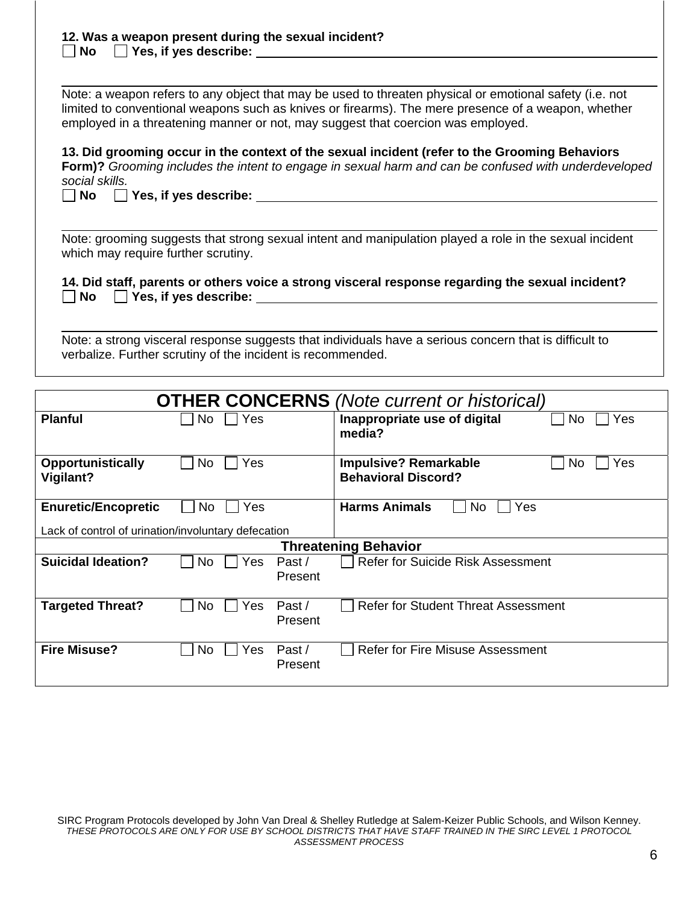**12. Was a weapon present during the sexual incident?**
☐ **No** ☐ **Yes, if yes describe:** ______________________________

______________________________________________________________

Note: a weapon refers to any object that may be used to threaten physical or emotional safety (i.e. not limited to conventional weapons such as knives or firearms). The mere presence of a weapon, whether employed in a threatening manner or not, may suggest that coercion was employed.

**13. Did grooming occur in the context of the sexual incident (refer to the Grooming Behaviors Form)?** *Grooming includes the intent to engage in sexual harm and can be confused with underdeveloped social skills.*
☐ **No** ☐ **Yes, if yes describe:** ______________________________

______________________________________________________________

Note: grooming suggests that strong sexual intent and manipulation played a role in the sexual incident which may require further scrutiny.

**14. Did staff, parents or others voice a strong visceral response regarding the sexual incident?**
☐ **No** ☐ **Yes, if yes describe:** ______________________________

______________________________________________________________

Note: a strong visceral response suggests that individuals have a serious concern that is difficult to verbalize. Further scrutiny of the incident is recommended.

| **OTHER CONCERNS** *(Note current or historical)* | | | |
|---|---|---|---|
| **Planful** | ☐ No ☐ Yes | **Inappropriate use of digital media?** | ☐ No ☐ Yes |
| **Opportunistically Vigilant?** | ☐ No ☐ Yes | **Impulsive? Remarkable Behavioral Discord?** | ☐ No ☐ Yes |
| **Enuretic/Encopretic**<br>Lack of control of urination/involuntary defecation | ☐ No ☐ Yes | **Harms Animals** | ☐ No ☐ Yes |
| **Threatening Behavior** | | | |
| **Suicidal Ideation?** | ☐ No ☐ Yes | Past / Present | ☐ Refer for Suicide Risk Assessment |
| **Targeted Threat?** | ☐ No ☐ Yes | Past / Present | ☐ Refer for Student Threat Assessment |
| **Fire Misuse?** | ☐ No ☐ Yes | Past / Present | ☐ Refer for Fire Misuse Assessment |

SIRC Program Protocols developed by John Van Dreal & Shelley Rutledge at Salem-Keizer Public Schools, and Wilson Kenney.
*THESE PROTOCOLS ARE ONLY FOR USE BY SCHOOL DISTRICTS THAT HAVE STAFF TRAINED IN THE SIRC LEVEL 1 PROTOCOL ASSESSMENT PROCESS*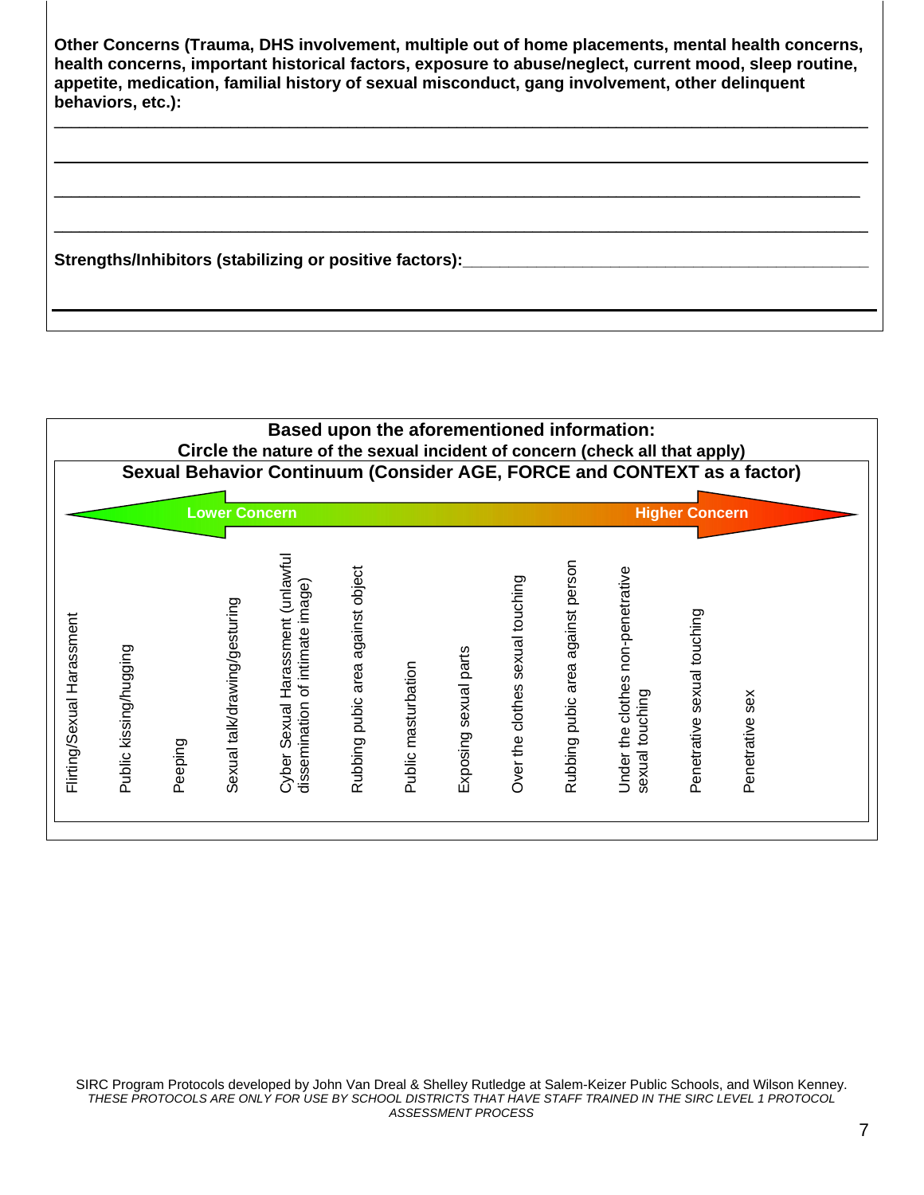**Other Concerns (Trauma, DHS involvement, multiple out of home placements, mental health concerns, health concerns, important historical factors, exposure to abuse/neglect, current mood, sleep routine, appetite, medication, familial history of sexual misconduct, gang involvement, other delinquent behaviors, etc.):**

___________________________________________________________________________

___________________________________________________________________________

___________________________________________________________________________

___________________________________________________________________________

**Strengths/Inhibitors (stabilizing or positive factors):**_______________________________________

___________________________________________________________________________

**Based upon the aforementioned information:**

**Circle the nature of the sexual incident of concern (check all that apply)**

**Sexual Behavior Continuum (Consider AGE, FORCE and CONTEXT as a factor)**

**Lower Concern** ⟵ ⟶ **Higher Concern**

- Flirting/Sexual Harassment
- Public kissing/hugging
- Peeping
- Sexual talk/drawing/gesturing
- Cyber Sexual Harassment (unlawful dissemination of intimate image)
- Rubbing pubic area against object
- Public masturbation
- Exposing sexual parts
- Over the clothes sexual touching
- Rubbing pubic area against person
- Under the clothes non-penetrative sexual touching
- Penetrative sexual touching
- Penetrative sex

SIRC Program Protocols developed by John Van Dreal & Shelley Rutledge at Salem-Keizer Public Schools, and Wilson Kenney.
*THESE PROTOCOLS ARE ONLY FOR USE BY SCHOOL DISTRICTS THAT HAVE STAFF TRAINED IN THE SIRC LEVEL 1 PROTOCOL ASSESSMENT PROCESS*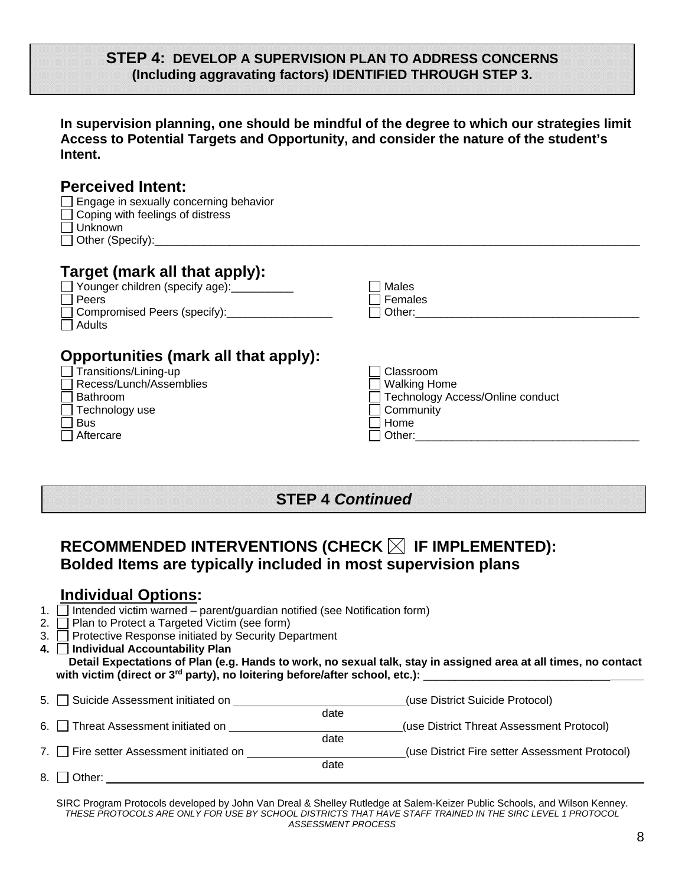## STEP 4: DEVELOP A SUPERVISION PLAN TO ADDRESS CONCERNS (Including aggravating factors) IDENTIFIED THROUGH STEP 3.

**In supervision planning, one should be mindful of the degree to which our strategies limit Access to Potential Targets and Opportunity, and consider the nature of the student's Intent.**

### Perceived Intent:

- ☐ Engage in sexually concerning behavior
- ☐ Coping with feelings of distress
- ☐ Unknown
- ☐ Other (Specify):______________________________________________

### Target (mark all that apply):

- ☐ Younger children (specify age):__________
- ☐ Peers
- ☐ Compromised Peers (specify):_________________
- ☐ Adults
- ☐ Males
- ☐ Females
- ☐ Other:___________________________________

### Opportunities (mark all that apply):

- ☐ Transitions/Lining-up
- ☐ Recess/Lunch/Assemblies
- ☐ Bathroom
- ☐ Technology use
- ☐ Bus
- ☐ Aftercare
- ☐ Classroom
- ☐ Walking Home
- ☐ Technology Access/Online conduct
- ☐ Community
- ☐ Home
- ☐ Other:___________________________________

## STEP 4 *Continued*

## RECOMMENDED INTERVENTIONS (CHECK ☒ IF IMPLEMENTED): Bolded Items are typically included in most supervision plans

### Individual Options:

1. ☐ Intended victim warned – parent/guardian notified (see Notification form)
2. ☐ Plan to Protect a Targeted Victim (see form)
3. ☐ Protective Response initiated by Security Department
4. ☐ **Individual Accountability Plan**
   **Detail Expectations of Plan (e.g. Hands to work, no sexual talk, stay in assigned area at all times, no contact with victim (direct or 3rd party), no loitering before/after school, etc.):** ______________________________
5. ☐ Suicide Assessment initiated on ____________________ (use District Suicide Protocol)
   date
6. ☐ Threat Assessment initiated on ____________________ (use District Threat Assessment Protocol)
   date
7. ☐ Fire setter Assessment initiated on ____________________ (use District Fire setter Assessment Protocol)
   date
8. ☐ Other: ______________________________________________

SIRC Program Protocols developed by John Van Dreal & Shelley Rutledge at Salem-Keizer Public Schools, and Wilson Kenney.
*THESE PROTOCOLS ARE ONLY FOR USE BY SCHOOL DISTRICTS THAT HAVE STAFF TRAINED IN THE SIRC LEVEL 1 PROTOCOL ASSESSMENT PROCESS*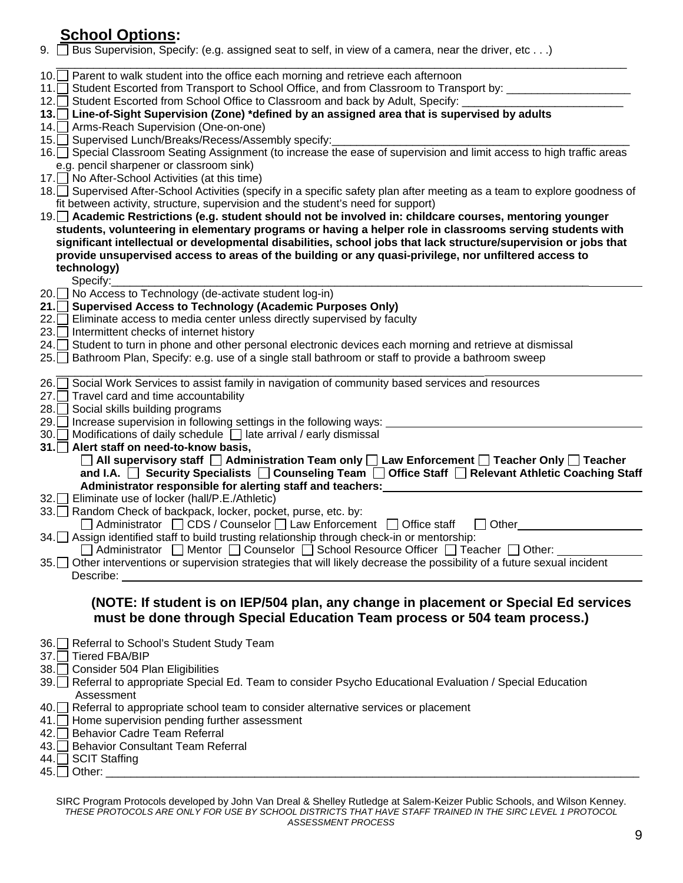## School Options:

9. ☐ Bus Supervision, Specify: (e.g. assigned seat to self, in view of a camera, near the driver, etc . . .) ____________________________________________________________

10. ☐ Parent to walk student into the office each morning and retrieve each afternoon
11. ☐ Student Escorted from Transport to School Office, and from Classroom to Transport by: ____________________
12. ☐ Student Escorted from School Office to Classroom and back by Adult, Specify: __________________________
13. ☐ **Line-of-Sight Supervision (Zone) *defined by an assigned area that is supervised by adults**
14. ☐ Arms-Reach Supervision (One-on-one)
15. ☐ Supervised Lunch/Breaks/Recess/Assembly specify:_________________________________________________
16. ☐ Special Classroom Seating Assignment (to increase the ease of supervision and limit access to high traffic areas e.g. pencil sharpener or classroom sink)
17. ☐ No After-School Activities (at this time)
18. ☐ Supervised After-School Activities (specify in a specific safety plan after meeting as a team to explore goodness of fit between activity, structure, supervision and the student's need for support)
19. ☐ **Academic Restrictions (e.g. student should not be involved in: childcare courses, mentoring younger students, volunteering in elementary programs or having a helper role in classrooms serving students with significant intellectual or developmental disabilities, school jobs that lack structure/supervision or jobs that provide unsupervised access to areas of the building or any quasi-privilege, nor unfiltered access to technology)**
    Specify:_____________________________________________________________________________
20. ☐ No Access to Technology (de-activate student log-in)
21. ☐ **Supervised Access to Technology (Academic Purposes Only)**
22. ☐ Eliminate access to media center unless directly supervised by faculty
23. ☐ Intermittent checks of internet history
24. ☐ Student to turn in phone and other personal electronic devices each morning and retrieve at dismissal
25. ☐ Bathroom Plan, Specify: e.g. use of a single stall bathroom or staff to provide a bathroom sweep ____________________________________________________________
26. ☐ Social Work Services to assist family in navigation of community based services and resources
27. ☐ Travel card and time accountability
28. ☐ Social skills building programs
29. ☐ Increase supervision in following settings in the following ways: ______________________________
30. ☐ Modifications of daily schedule ☐ late arrival / early dismissal
31. ☐ **Alert staff on need-to-know basis,**
    **☐ All supervisory staff ☐ Administration Team only ☐ Law Enforcement ☐ Teacher Only ☐ Teacher and I.A. ☐ Security Specialists ☐ Counseling Team ☐ Office Staff ☐ Relevant Athletic Coaching Staff**
    **Administrator responsible for alerting staff and teachers:**______________________________
32. ☐ Eliminate use of locker (hall/P.E./Athletic)
33. ☐ Random Check of backpack, locker, pocket, purse, etc. by:
    ☐ Administrator ☐ CDS / Counselor ☐ Law Enforcement ☐ Office staff ☐ Other____________________
34. ☐ Assign identified staff to build trusting relationship through check-in or mentorship:
    ☐ Administrator ☐ Mentor ☐ Counselor ☐ School Resource Officer ☐ Teacher ☐ Other: _____________
35. ☐ Other interventions or supervision strategies that will likely decrease the possibility of a future sexual incident
    Describe: ______________________________________________________________________

**(NOTE: If student is on IEP/504 plan, any change in placement or Special Ed services must be done through Special Education Team process or 504 team process.)**

36. ☐ Referral to School's Student Study Team
37. ☐ Tiered FBA/BIP
38. ☐ Consider 504 Plan Eligibilities
39. ☐ Referral to appropriate Special Ed. Team to consider Psycho Educational Evaluation / Special Education Assessment
40. ☐ Referral to appropriate school team to consider alternative services or placement
41. ☐ Home supervision pending further assessment
42. ☐ Behavior Cadre Team Referral
43. ☐ Behavior Consultant Team Referral
44. ☐ SCIT Staffing
45. ☐ Other: ______________________________________________________________________

SIRC Program Protocols developed by John Van Dreal & Shelley Rutledge at Salem-Keizer Public Schools, and Wilson Kenney.
*THESE PROTOCOLS ARE ONLY FOR USE BY SCHOOL DISTRICTS THAT HAVE STAFF TRAINED IN THE SIRC LEVEL 1 PROTOCOL ASSESSMENT PROCESS*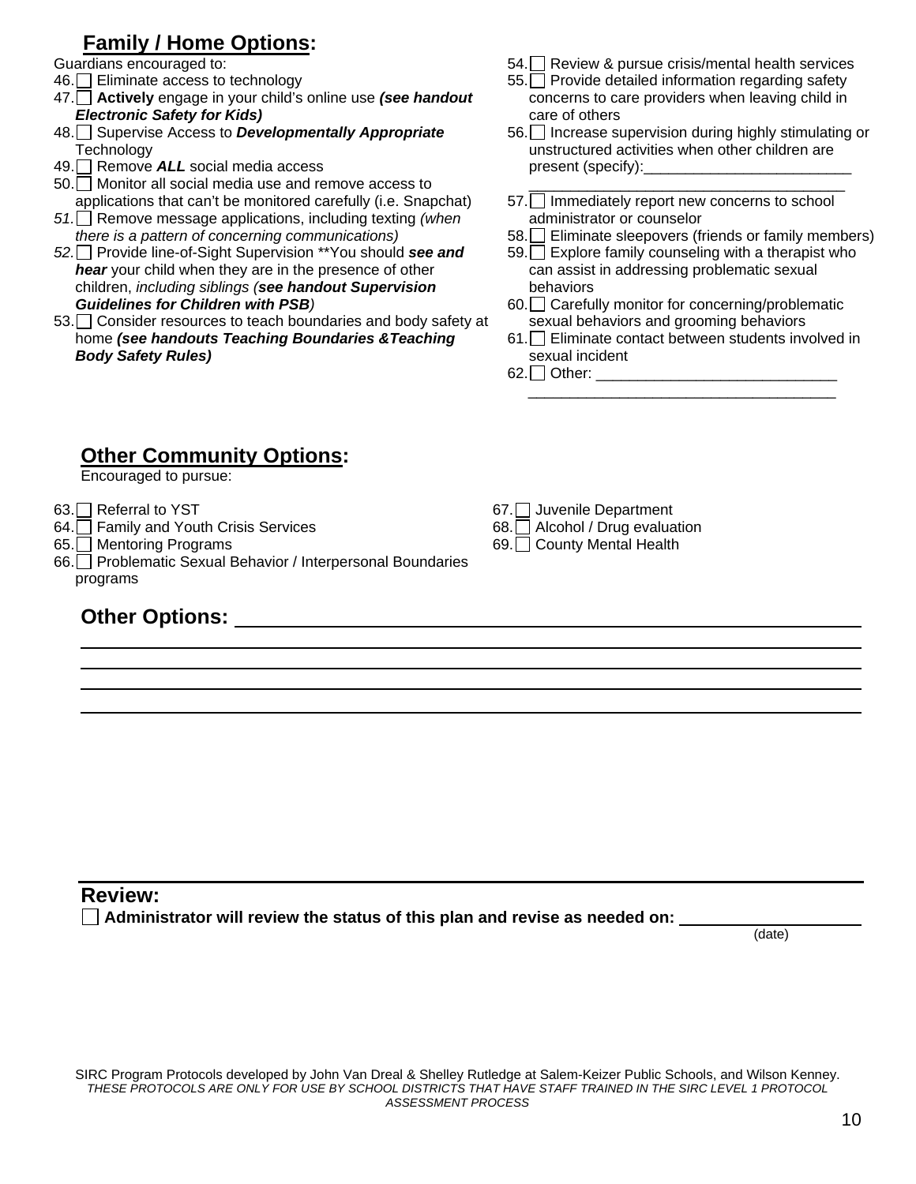## Family / Home Options:

Guardians encouraged to:

46. ☐ Eliminate access to technology
47. ☐ **Actively** engage in your child's online use ***(see handout Electronic Safety for Kids)***
48. ☐ Supervise Access to ***Developmentally Appropriate*** Technology
49. ☐ Remove ***ALL*** social media access
50. ☐ Monitor all social media use and remove access to applications that can't be monitored carefully (i.e. Snapchat)
51. ☐ Remove message applications, including texting *(when there is a pattern of concerning communications)*
52. ☐ Provide line-of-Sight Supervision **You should ***see and hear*** your child when they are in the presence of other children, *including siblings (**see handout Supervision Guidelines for Children with PSB**)*
53. ☐ Consider resources to teach boundaries and body safety at home ***(see handouts Teaching Boundaries &Teaching Body Safety Rules)***
54. ☐ Review & pursue crisis/mental health services
55. ☐ Provide detailed information regarding safety concerns to care providers when leaving child in care of others
56. ☐ Increase supervision during highly stimulating or unstructured activities when other children are present (specify):_________________________ _____________________________________
57. ☐ Immediately report new concerns to school administrator or counselor
58. ☐ Eliminate sleepovers (friends or family members)
59. ☐ Explore family counseling with a therapist who can assist in addressing problematic sexual behaviors
60. ☐ Carefully monitor for concerning/problematic sexual behaviors and grooming behaviors
61. ☐ Eliminate contact between students involved in sexual incident
62. ☐ Other: _____________________________ _____________________________________

## Other Community Options:

Encouraged to pursue:

63. ☐ Referral to YST
64. ☐ Family and Youth Crisis Services
65. ☐ Mentoring Programs
66. ☐ Problematic Sexual Behavior / Interpersonal Boundaries programs
67. ☐ Juvenile Department
68. ☐ Alcohol / Drug evaluation
69. ☐ County Mental Health

## Other Options: ____________________________________________

____________________________________________

____________________________________________

____________________________________________

____________________________________________

## Review:

☐ **Administrator will review the status of this plan and revise as needed on:** ____________________ (date)

SIRC Program Protocols developed by John Van Dreal & Shelley Rutledge at Salem-Keizer Public Schools, and Wilson Kenney.
*THESE PROTOCOLS ARE ONLY FOR USE BY SCHOOL DISTRICTS THAT HAVE STAFF TRAINED IN THE SIRC LEVEL 1 PROTOCOL ASSESSMENT PROCESS*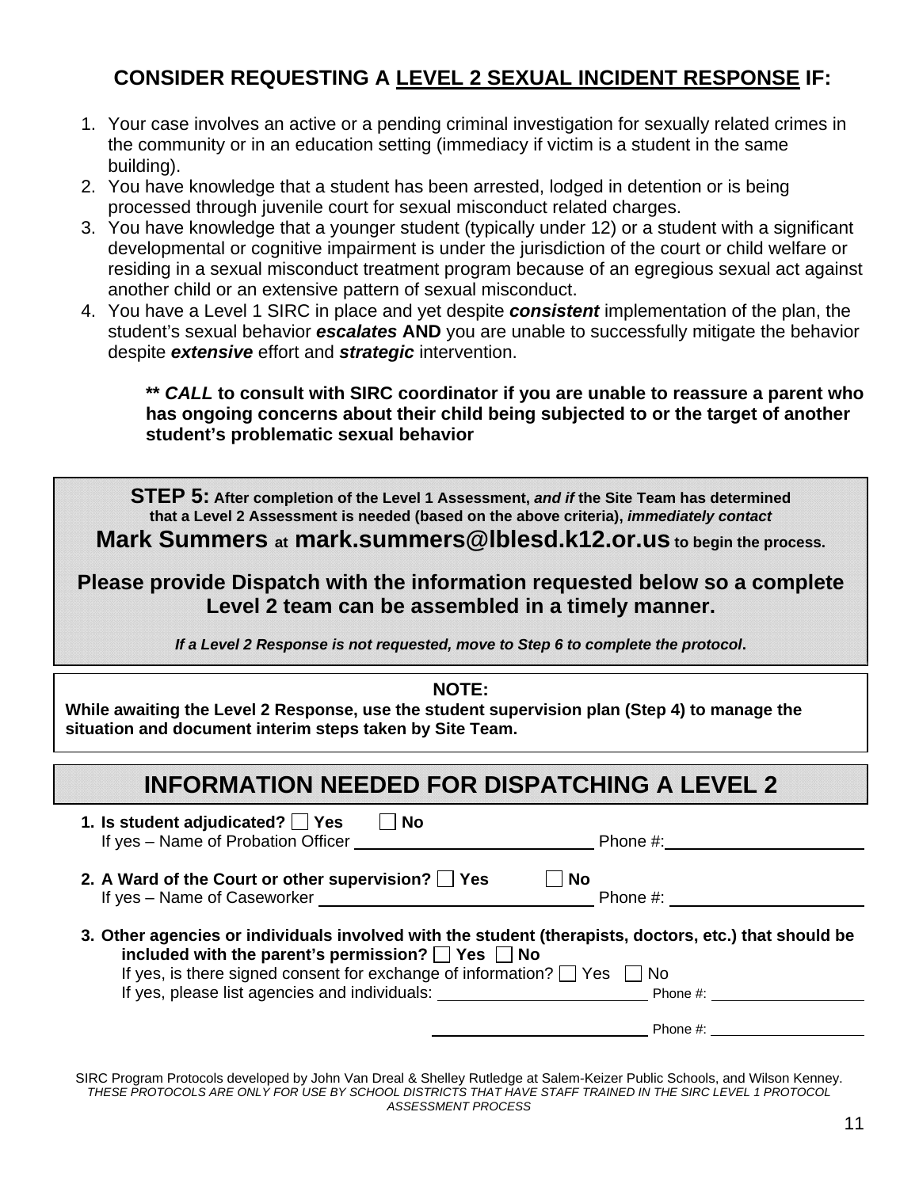## CONSIDER REQUESTING A <u>LEVEL 2 SEXUAL INCIDENT RESPONSE</u> IF:

1. Your case involves an active or a pending criminal investigation for sexually related crimes in the community or in an education setting (immediacy if victim is a student in the same building).
2. You have knowledge that a student has been arrested, lodged in detention or is being processed through juvenile court for sexual misconduct related charges.
3. You have knowledge that a younger student (typically under 12) or a student with a significant developmental or cognitive impairment is under the jurisdiction of the court or child welfare or residing in a sexual misconduct treatment program because of an egregious sexual act against another child or an extensive pattern of sexual misconduct.
4. You have a Level 1 SIRC in place and yet despite ***consistent*** implementation of the plan, the student's sexual behavior ***escalates*** **AND** you are unable to successfully mitigate the behavior despite ***extensive*** effort and ***strategic*** intervention.

> **\*\* *CALL* to consult with SIRC coordinator if you are unable to reassure a parent who has ongoing concerns about their child being subjected to or the target of another student's problematic sexual behavior**

---

**STEP 5: After completion of the Level 1 Assessment, *and if* the Site Team has determined that a Level 2 Assessment is needed (based on the above criteria), *immediately contact***
**Mark Summers at mark.summers@lblesd.k12.or.us to begin the process.**

**Please provide Dispatch with the information requested below so a complete Level 2 team can be assembled in a timely manner.**

***If a Level 2 Response is not requested, move to Step 6 to complete the protocol*.**

---

**NOTE:**
**While awaiting the Level 2 Response, use the student supervision plan (Step 4) to manage the situation and document interim steps taken by Site Team.**

---

## INFORMATION NEEDED FOR DISPATCHING A LEVEL 2

1. **Is student adjudicated?** ☐ **Yes** ☐ **No**
   If yes – Name of Probation Officer ______________________ Phone #: ____________________

2. **A Ward of the Court or other supervision?** ☐ **Yes** ☐ **No**
   If yes – Name of Caseworker ______________________ Phone #: ____________________

3. **Other agencies or individuals involved with the student (therapists, doctors, etc.) that should be included with the parent's permission?** ☐ **Yes** ☐ **No**
   If yes, is there signed consent for exchange of information? ☐ Yes ☐ No
   If yes, please list agencies and individuals: ______________________ Phone #: ____________________
   ______________________ Phone #: ____________________

SIRC Program Protocols developed by John Van Dreal & Shelley Rutledge at Salem-Keizer Public Schools, and Wilson Kenney.
*THESE PROTOCOLS ARE ONLY FOR USE BY SCHOOL DISTRICTS THAT HAVE STAFF TRAINED IN THE SIRC LEVEL 1 PROTOCOL ASSESSMENT PROCESS*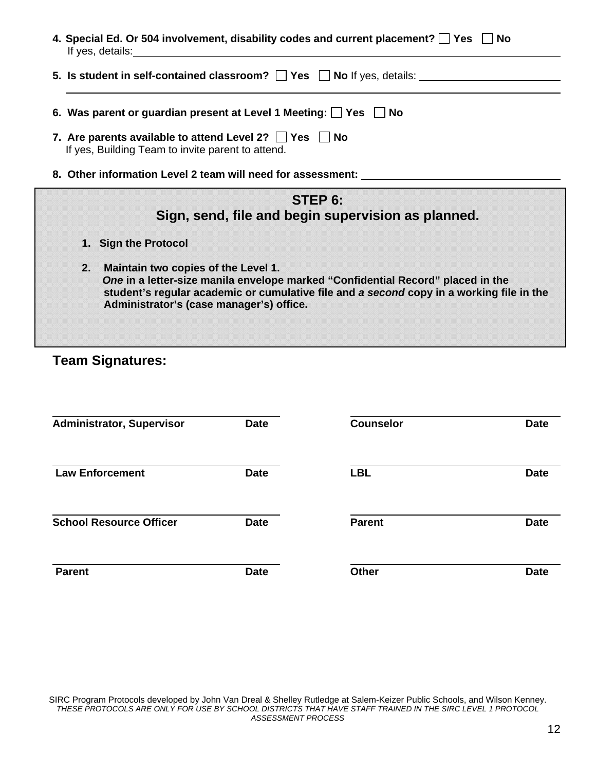**4. Special Ed. Or 504 involvement, disability codes and current placement?** ☐ **Yes** ☐ **No**
If yes, details: ______________________________________________

**5. Is student in self-contained classroom?** ☐ **Yes** ☐ **No** If yes, details: ______________________________________________

**6. Was parent or guardian present at Level 1 Meeting:** ☐ **Yes** ☐ **No**

**7. Are parents available to attend Level 2?** ☐ **Yes** ☐ **No**
If yes, Building Team to invite parent to attend.

**8. Other information Level 2 team will need for assessment:** ______________________________

## STEP 6:
## Sign, send, file and begin supervision as planned.

1. **Sign the Protocol**
2. **Maintain two copies of the Level 1.**
   ***One*** **in a letter-size manila envelope marked "Confidential Record" placed in the student's regular academic or cumulative file and** ***a second*** **copy in a working file in the Administrator's (case manager's) office.**

## Team Signatures:

| | | | |
|---|---|---|---|
| **Administrator, Supervisor** | **Date** | **Counselor** | **Date** |
| **Law Enforcement** | **Date** | **LBL** | **Date** |
| **School Resource Officer** | **Date** | **Parent** | **Date** |
| **Parent** | **Date** | **Other** | **Date** |

SIRC Program Protocols developed by John Van Dreal & Shelley Rutledge at Salem-Keizer Public Schools, and Wilson Kenney.
*THESE PROTOCOLS ARE ONLY FOR USE BY SCHOOL DISTRICTS THAT HAVE STAFF TRAINED IN THE SIRC LEVEL 1 PROTOCOL ASSESSMENT PROCESS*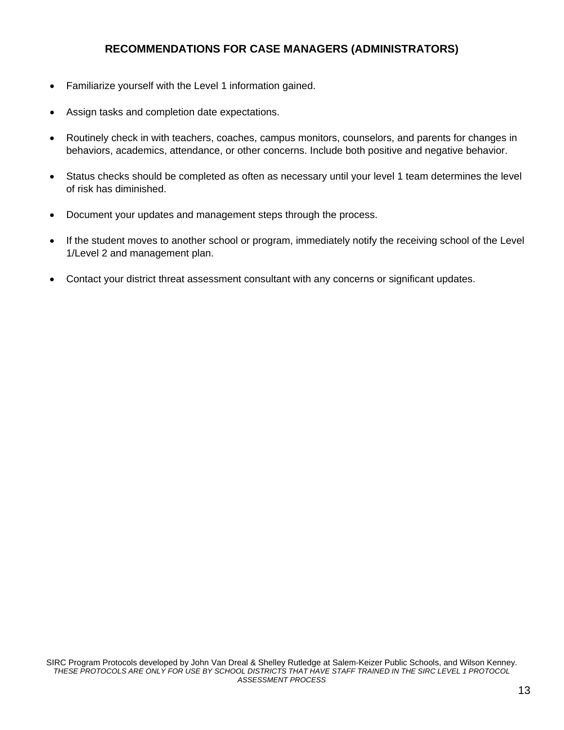## RECOMMENDATIONS FOR CASE MANAGERS (ADMINISTRATORS)

- Familiarize yourself with the Level 1 information gained.
- Assign tasks and completion date expectations.
- Routinely check in with teachers, coaches, campus monitors, counselors, and parents for changes in behaviors, academics, attendance, or other concerns. Include both positive and negative behavior.
- Status checks should be completed as often as necessary until your level 1 team determines the level of risk has diminished.
- Document your updates and management steps through the process.
- If the student moves to another school or program, immediately notify the receiving school of the Level 1/Level 2 and management plan.
- Contact your district threat assessment consultant with any concerns or significant updates.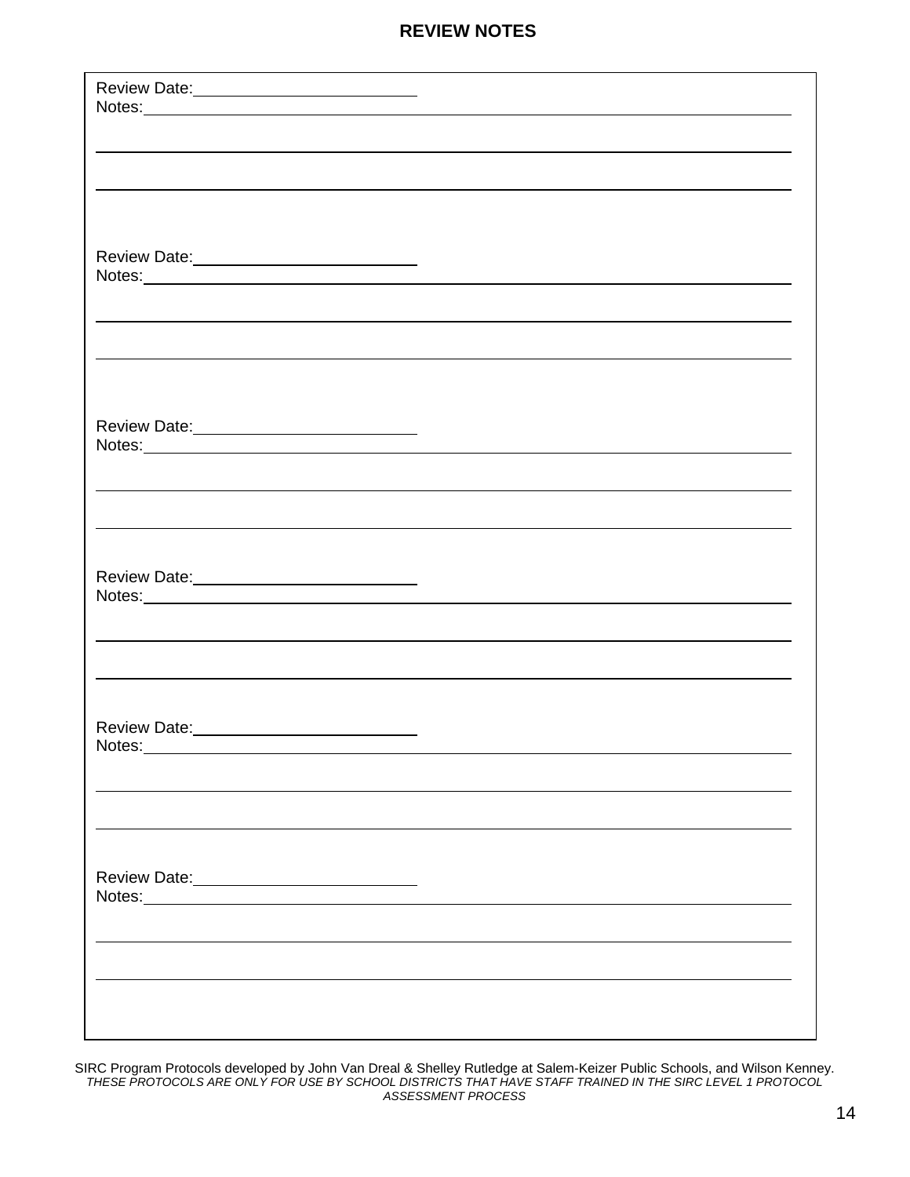## REVIEW NOTES

Review Date: ____________________
Notes: ____________________________________________________________

____________________________________________________________

____________________________________________________________

Review Date: ____________________
Notes: ____________________________________________________________

____________________________________________________________

____________________________________________________________

Review Date: ____________________
Notes: ____________________________________________________________

____________________________________________________________

____________________________________________________________

Review Date: ____________________
Notes: ____________________________________________________________

____________________________________________________________

____________________________________________________________

Review Date: ____________________
Notes: ____________________________________________________________

____________________________________________________________

____________________________________________________________

Review Date: ____________________
Notes: ____________________________________________________________

____________________________________________________________

____________________________________________________________

SIRC Program Protocols developed by John Van Dreal & Shelley Rutledge at Salem-Keizer Public Schools, and Wilson Kenney.
*THESE PROTOCOLS ARE ONLY FOR USE BY SCHOOL DISTRICTS THAT HAVE STAFF TRAINED IN THE SIRC LEVEL 1 PROTOCOL ASSESSMENT PROCESS*